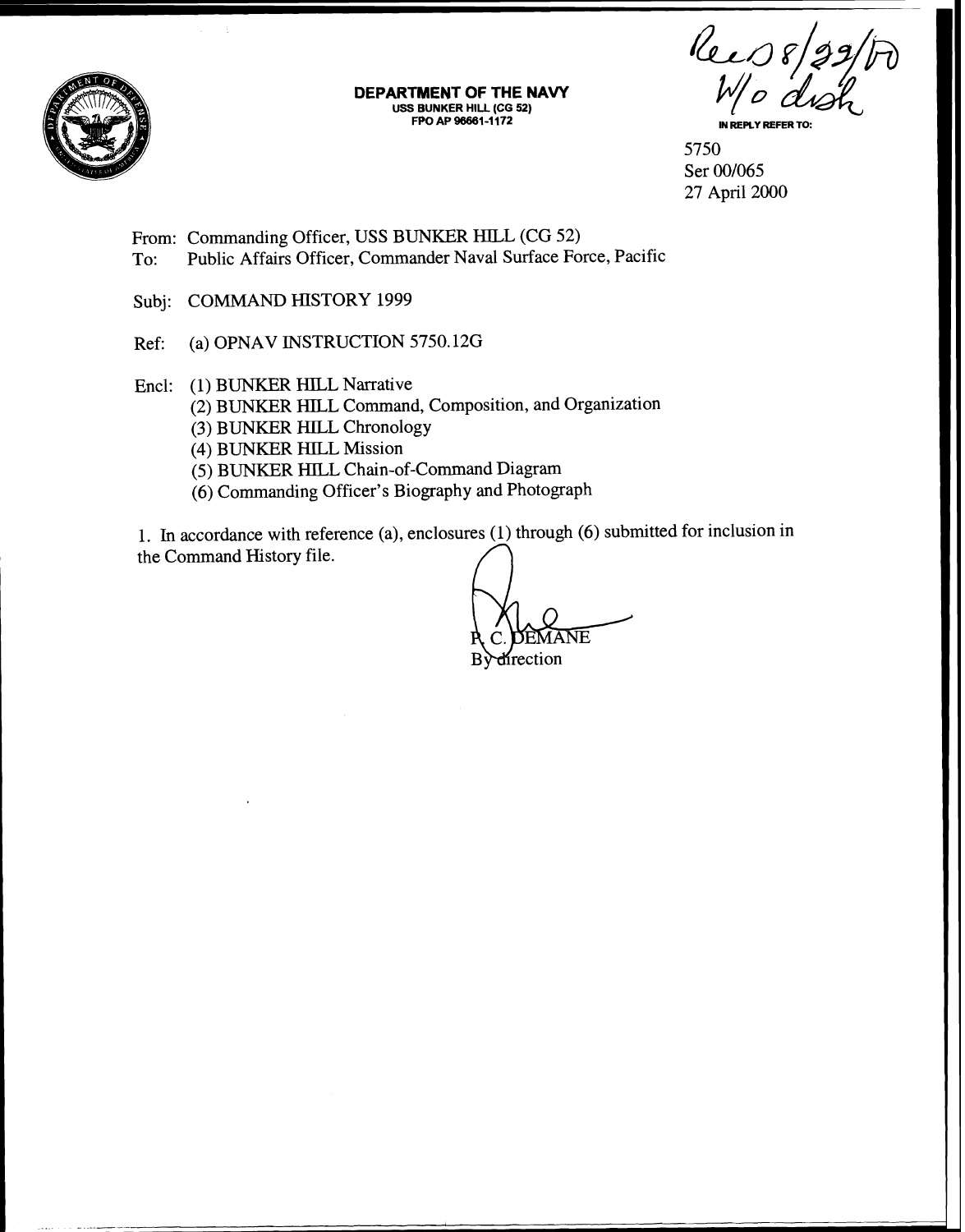**DEPARTMENT OF THE NAVY**
USS BUNKER HILL (CG 52)
FPO AP 96661-1172

Rec'd 8/29/00
W/o disk

IN REPLY REFER TO:

5750
Ser 00/065
27 April 2000

From: Commanding Officer, USS BUNKER HILL (CG 52)
To: Public Affairs Officer, Commander Naval Surface Force, Pacific

Subj: COMMAND HISTORY 1999

Ref: (a) OPNAV INSTRUCTION 5750.12G

Encl: (1) BUNKER HILL Narrative
(2) BUNKER HILL Command, Composition, and Organization
(3) BUNKER HILL Chronology
(4) BUNKER HILL Mission
(5) BUNKER HILL Chain-of-Command Diagram
(6) Commanding Officer's Biography and Photograph

1. In accordance with reference (a), enclosures (1) through (6) submitted for inclusion in the Command History file.

R. C. DEMANE
By direction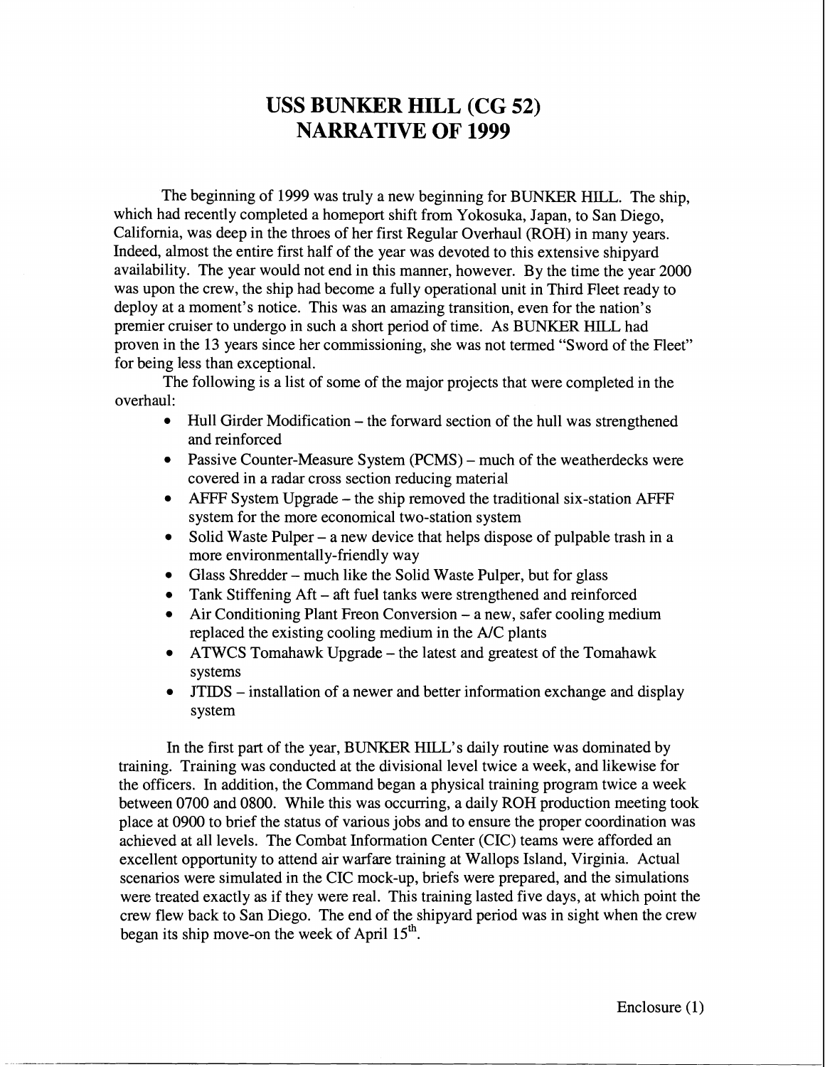# USS BUNKER HILL (CG 52)
# NARRATIVE OF 1999

The beginning of 1999 was truly a new beginning for BUNKER HILL. The ship, which had recently completed a homeport shift from Yokosuka, Japan, to San Diego, California, was deep in the throes of her first Regular Overhaul (ROH) in many years. Indeed, almost the entire first half of the year was devoted to this extensive shipyard availability. The year would not end in this manner, however. By the time the year 2000 was upon the crew, the ship had become a fully operational unit in Third Fleet ready to deploy at a moment's notice. This was an amazing transition, even for the nation's premier cruiser to undergo in such a short period of time. As BUNKER HILL had proven in the 13 years since her commissioning, she was not termed "Sword of the Fleet" for being less than exceptional.

The following is a list of some of the major projects that were completed in the overhaul:

- Hull Girder Modification – the forward section of the hull was strengthened and reinforced
- Passive Counter-Measure System (PCMS) – much of the weatherdecks were covered in a radar cross section reducing material
- AFFF System Upgrade – the ship removed the traditional six-station AFFF system for the more economical two-station system
- Solid Waste Pulper – a new device that helps dispose of pulpable trash in a more environmentally-friendly way
- Glass Shredder – much like the Solid Waste Pulper, but for glass
- Tank Stiffening Aft – aft fuel tanks were strengthened and reinforced
- Air Conditioning Plant Freon Conversion – a new, safer cooling medium replaced the existing cooling medium in the A/C plants
- ATWCS Tomahawk Upgrade – the latest and greatest of the Tomahawk systems
- JTIDS – installation of a newer and better information exchange and display system

In the first part of the year, BUNKER HILL's daily routine was dominated by training. Training was conducted at the divisional level twice a week, and likewise for the officers. In addition, the Command began a physical training program twice a week between 0700 and 0800. While this was occurring, a daily ROH production meeting took place at 0900 to brief the status of various jobs and to ensure the proper coordination was achieved at all levels. The Combat Information Center (CIC) teams were afforded an excellent opportunity to attend air warfare training at Wallops Island, Virginia. Actual scenarios were simulated in the CIC mock-up, briefs were prepared, and the simulations were treated exactly as if they were real. This training lasted five days, at which point the crew flew back to San Diego. The end of the shipyard period was in sight when the crew began its ship move-on the week of April 15th.

Enclosure (1)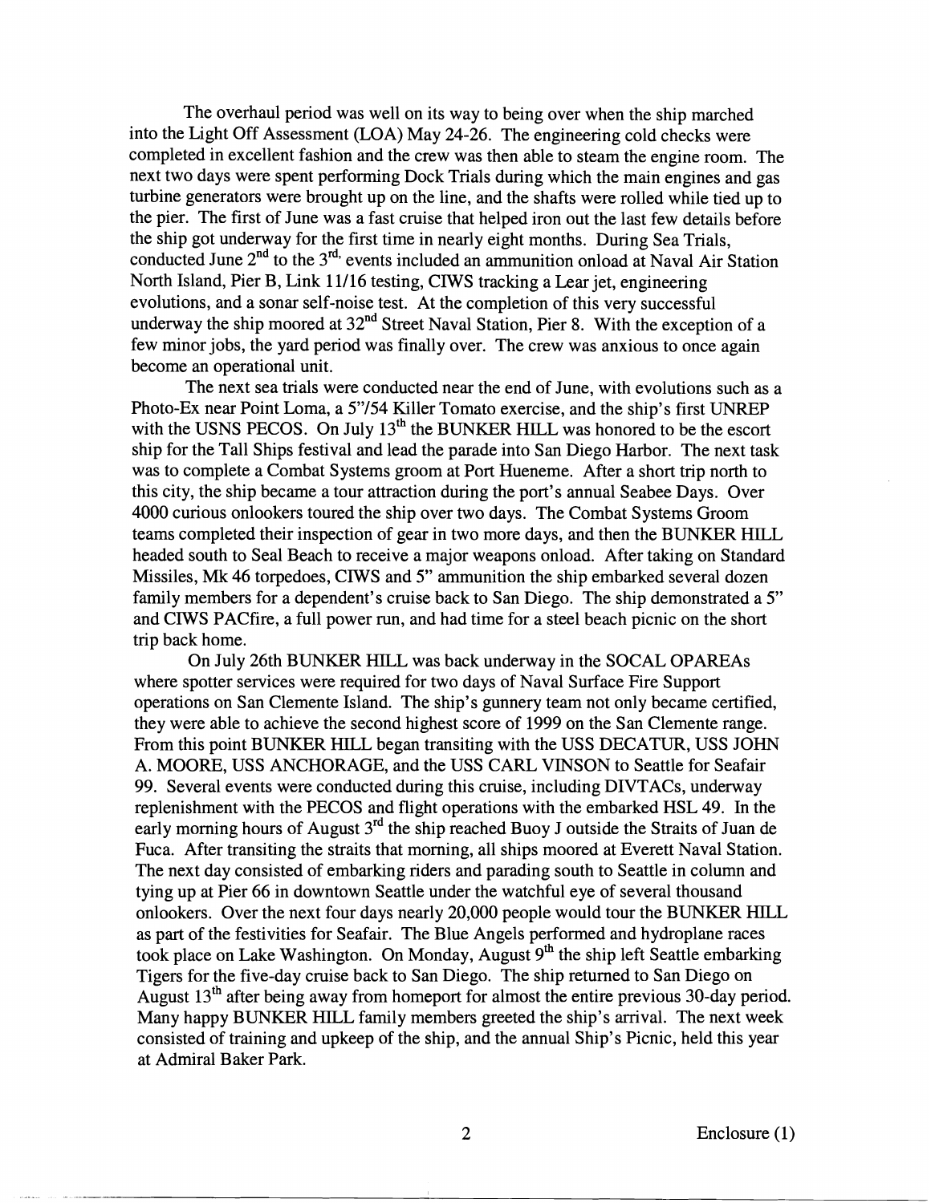The overhaul period was well on its way to being over when the ship marched into the Light Off Assessment (LOA) May 24-26. The engineering cold checks were completed in excellent fashion and the crew was then able to steam the engine room. The next two days were spent performing Dock Trials during which the main engines and gas turbine generators were brought up on the line, and the shafts were rolled while tied up to the pier. The first of June was a fast cruise that helped iron out the last few details before the ship got underway for the first time in nearly eight months. During Sea Trials, conducted June 2nd to the 3rd, events included an ammunition onload at Naval Air Station North Island, Pier B, Link 11/16 testing, CIWS tracking a Lear jet, engineering evolutions, and a sonar self-noise test. At the completion of this very successful underway the ship moored at 32nd Street Naval Station, Pier 8. With the exception of a few minor jobs, the yard period was finally over. The crew was anxious to once again become an operational unit.

The next sea trials were conducted near the end of June, with evolutions such as a Photo-Ex near Point Loma, a 5"/54 Killer Tomato exercise, and the ship's first UNREP with the USNS PECOS. On July 13th the BUNKER HILL was honored to be the escort ship for the Tall Ships festival and lead the parade into San Diego Harbor. The next task was to complete a Combat Systems groom at Port Hueneme. After a short trip north to this city, the ship became a tour attraction during the port's annual Seabee Days. Over 4000 curious onlookers toured the ship over two days. The Combat Systems Groom teams completed their inspection of gear in two more days, and then the BUNKER HILL headed south to Seal Beach to receive a major weapons onload. After taking on Standard Missiles, Mk 46 torpedoes, CIWS and 5" ammunition the ship embarked several dozen family members for a dependent's cruise back to San Diego. The ship demonstrated a 5" and CIWS PACfire, a full power run, and had time for a steel beach picnic on the short trip back home.

On July 26th BUNKER HILL was back underway in the SOCAL OPAREAs where spotter services were required for two days of Naval Surface Fire Support operations on San Clemente Island. The ship's gunnery team not only became certified, they were able to achieve the second highest score of 1999 on the San Clemente range. From this point BUNKER HILL began transiting with the USS DECATUR, USS JOHN A. MOORE, USS ANCHORAGE, and the USS CARL VINSON to Seattle for Seafair 99. Several events were conducted during this cruise, including DIVTACs, underway replenishment with the PECOS and flight operations with the embarked HSL 49. In the early morning hours of August 3rd the ship reached Buoy J outside the Straits of Juan de Fuca. After transiting the straits that morning, all ships moored at Everett Naval Station. The next day consisted of embarking riders and parading south to Seattle in column and tying up at Pier 66 in downtown Seattle under the watchful eye of several thousand onlookers. Over the next four days nearly 20,000 people would tour the BUNKER HILL as part of the festivities for Seafair. The Blue Angels performed and hydroplane races took place on Lake Washington. On Monday, August 9th the ship left Seattle embarking Tigers for the five-day cruise back to San Diego. The ship returned to San Diego on August 13th after being away from homeport for almost the entire previous 30-day period. Many happy BUNKER HILL family members greeted the ship's arrival. The next week consisted of training and upkeep of the ship, and the annual Ship's Picnic, held this year at Admiral Baker Park.

Enclosure (1)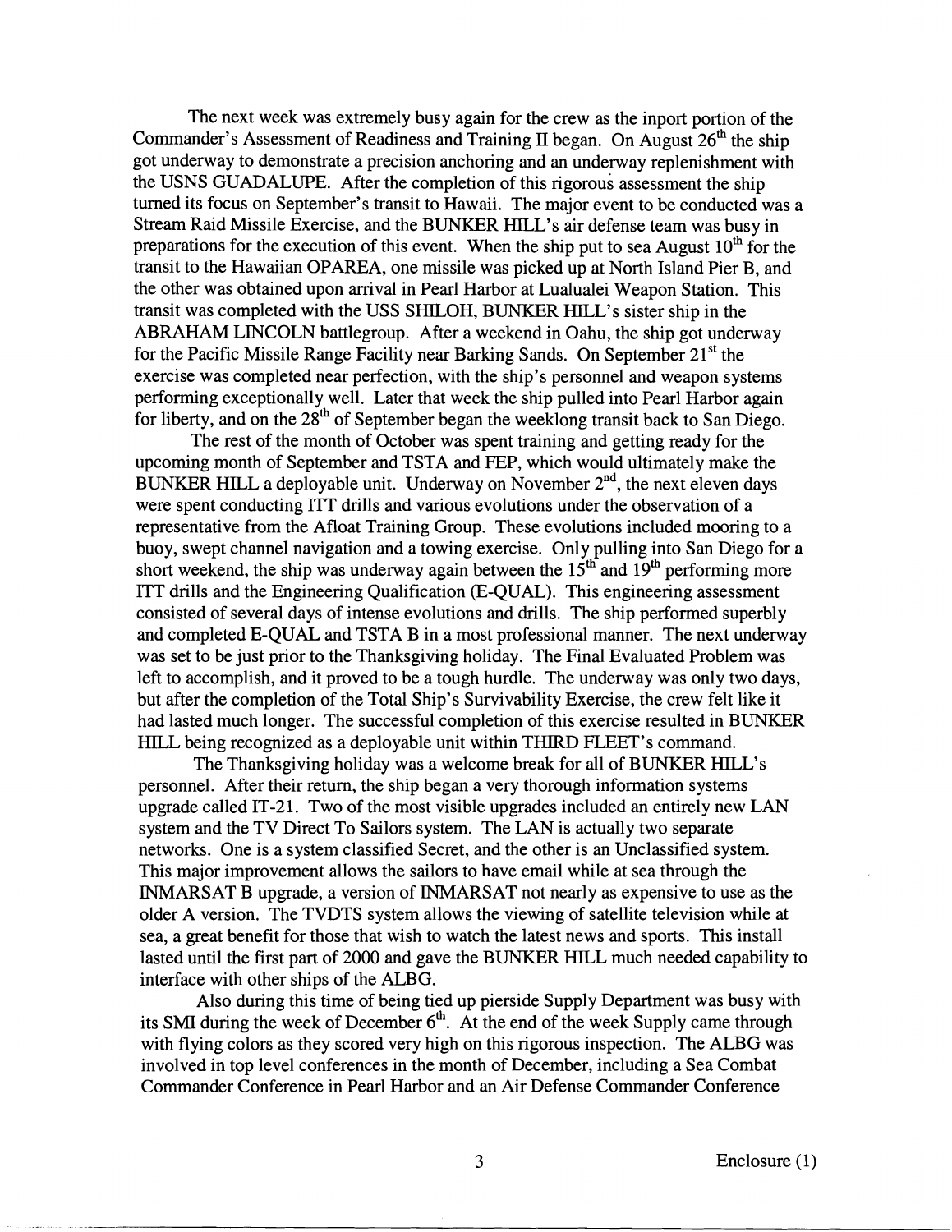The next week was extremely busy again for the crew as the inport portion of the Commander's Assessment of Readiness and Training II began. On August 26[th] the ship got underway to demonstrate a precision anchoring and an underway replenishment with the USNS GUADALUPE. After the completion of this rigorous assessment the ship turned its focus on September's transit to Hawaii. The major event to be conducted was a Stream Raid Missile Exercise, and the BUNKER HILL's air defense team was busy in preparations for the execution of this event. When the ship put to sea August 10[th] for the transit to the Hawaiian OPAREA, one missile was picked up at North Island Pier B, and the other was obtained upon arrival in Pearl Harbor at Lualualei Weapon Station. This transit was completed with the USS SHILOH, BUNKER HILL's sister ship in the ABRAHAM LINCOLN battlegroup. After a weekend in Oahu, the ship got underway for the Pacific Missile Range Facility near Barking Sands. On September 21[st] the exercise was completed near perfection, with the ship's personnel and weapon systems performing exceptionally well. Later that week the ship pulled into Pearl Harbor again for liberty, and on the 28[th] of September began the weeklong transit back to San Diego.

The rest of the month of October was spent training and getting ready for the upcoming month of September and TSTA and FEP, which would ultimately make the BUNKER HILL a deployable unit. Underway on November 2[nd], the next eleven days were spent conducting ITT drills and various evolutions under the observation of a representative from the Afloat Training Group. These evolutions included mooring to a buoy, swept channel navigation and a towing exercise. Only pulling into San Diego for a short weekend, the ship was underway again between the 15[th] and 19[th] performing more ITT drills and the Engineering Qualification (E-QUAL). This engineering assessment consisted of several days of intense evolutions and drills. The ship performed superbly and completed E-QUAL and TSTA B in a most professional manner. The next underway was set to be just prior to the Thanksgiving holiday. The Final Evaluated Problem was left to accomplish, and it proved to be a tough hurdle. The underway was only two days, but after the completion of the Total Ship's Survivability Exercise, the crew felt like it had lasted much longer. The successful completion of this exercise resulted in BUNKER HILL being recognized as a deployable unit within THIRD FLEET's command.

The Thanksgiving holiday was a welcome break for all of BUNKER HILL's personnel. After their return, the ship began a very thorough information systems upgrade called IT-21. Two of the most visible upgrades included an entirely new LAN system and the TV Direct To Sailors system. The LAN is actually two separate networks. One is a system classified Secret, and the other is an Unclassified system. This major improvement allows the sailors to have email while at sea through the INMARSAT B upgrade, a version of INMARSAT not nearly as expensive to use as the older A version. The TVDTS system allows the viewing of satellite television while at sea, a great benefit for those that wish to watch the latest news and sports. This install lasted until the first part of 2000 and gave the BUNKER HILL much needed capability to interface with other ships of the ALBG.

Also during this time of being tied up pierside Supply Department was busy with its SMI during the week of December 6[th]. At the end of the week Supply came through with flying colors as they scored very high on this rigorous inspection. The ALBG was involved in top level conferences in the month of December, including a Sea Combat Commander Conference in Pearl Harbor and an Air Defense Commander Conference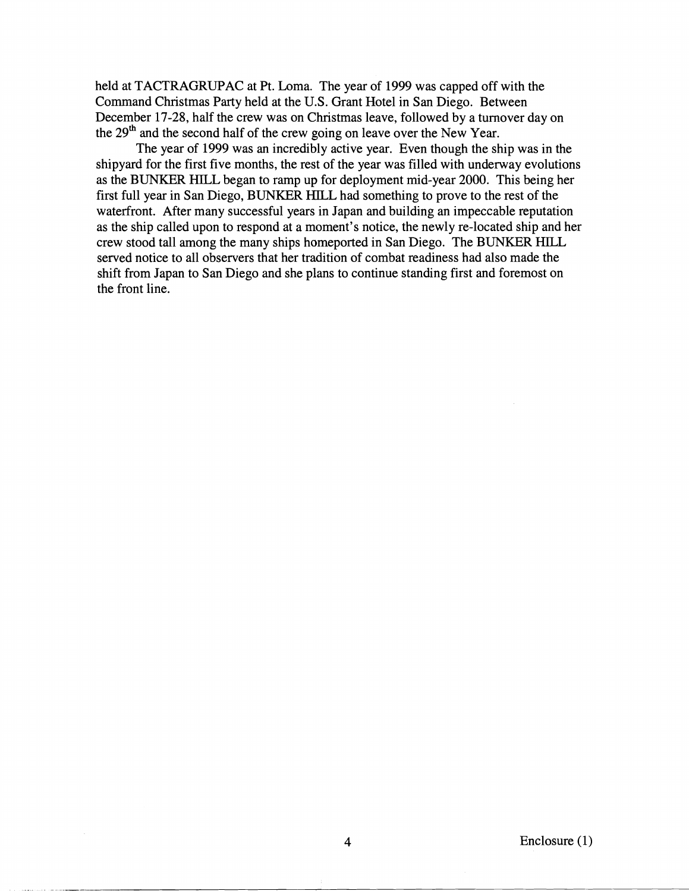held at TACTRAGRUPAC at Pt. Loma. The year of 1999 was capped off with the Command Christmas Party held at the U.S. Grant Hotel in San Diego. Between December 17-28, half the crew was on Christmas leave, followed by a turnover day on the 29th and the second half of the crew going on leave over the New Year.

The year of 1999 was an incredibly active year. Even though the ship was in the shipyard for the first five months, the rest of the year was filled with underway evolutions as the BUNKER HILL began to ramp up for deployment mid-year 2000. This being her first full year in San Diego, BUNKER HILL had something to prove to the rest of the waterfront. After many successful years in Japan and building an impeccable reputation as the ship called upon to respond at a moment's notice, the newly re-located ship and her crew stood tall among the many ships homeported in San Diego. The BUNKER HILL served notice to all observers that her tradition of combat readiness had also made the shift from Japan to San Diego and she plans to continue standing first and foremost on the front line.

Enclosure (1)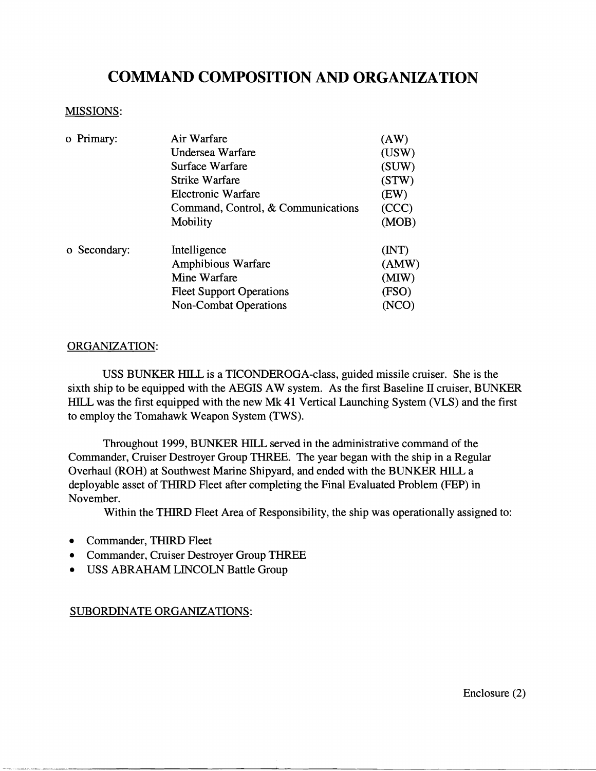# COMMAND COMPOSITION AND ORGANIZATION

MISSIONS:

| | | |
|---|---|---|
| o Primary: | Air Warfare | (AW) |
| | Undersea Warfare | (USW) |
| | Surface Warfare | (SUW) |
| | Strike Warfare | (STW) |
| | Electronic Warfare | (EW) |
| | Command, Control, & Communications | (CCC) |
| | Mobility | (MOB) |
| o Secondary: | Intelligence | (INT) |
| | Amphibious Warfare | (AMW) |
| | Mine Warfare | (MIW) |
| | Fleet Support Operations | (FSO) |
| | Non-Combat Operations | (NCO) |

ORGANIZATION:

USS BUNKER HILL is a TICONDEROGA-class, guided missile cruiser. She is the sixth ship to be equipped with the AEGIS AW system. As the first Baseline II cruiser, BUNKER HILL was the first equipped with the new Mk 41 Vertical Launching System (VLS) and the first to employ the Tomahawk Weapon System (TWS).

Throughout 1999, BUNKER HILL served in the administrative command of the Commander, Cruiser Destroyer Group THREE. The year began with the ship in a Regular Overhaul (ROH) at Southwest Marine Shipyard, and ended with the BUNKER HILL a deployable asset of THIRD Fleet after completing the Final Evaluated Problem (FEP) in November.

Within the THIRD Fleet Area of Responsibility, the ship was operationally assigned to:

- Commander, THIRD Fleet
- Commander, Cruiser Destroyer Group THREE
- USS ABRAHAM LINCOLN Battle Group

SUBORDINATE ORGANIZATIONS:

Enclosure (2)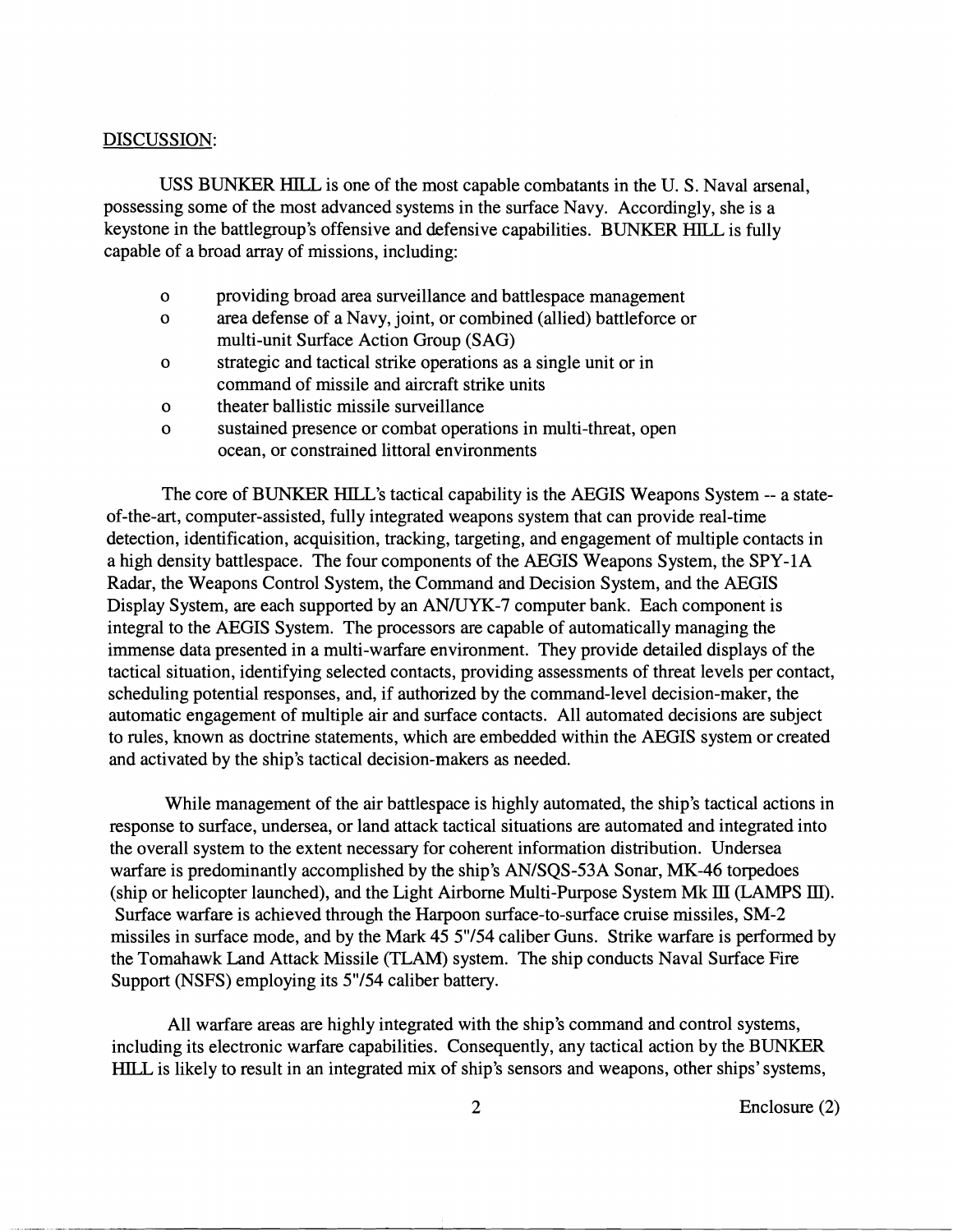DISCUSSION:

USS BUNKER HILL is one of the most capable combatants in the U. S. Naval arsenal, possessing some of the most advanced systems in the surface Navy. Accordingly, she is a keystone in the battlegroup's offensive and defensive capabilities. BUNKER HILL is fully capable of a broad array of missions, including:

- providing broad area surveillance and battlespace management
- area defense of a Navy, joint, or combined (allied) battleforce or multi-unit Surface Action Group (SAG)
- strategic and tactical strike operations as a single unit or in command of missile and aircraft strike units
- theater ballistic missile surveillance
- sustained presence or combat operations in multi-threat, open ocean, or constrained littoral environments

The core of BUNKER HILL's tactical capability is the AEGIS Weapons System -- a state-of-the-art, computer-assisted, fully integrated weapons system that can provide real-time detection, identification, acquisition, tracking, targeting, and engagement of multiple contacts in a high density battlespace. The four components of the AEGIS Weapons System, the SPY-1A Radar, the Weapons Control System, the Command and Decision System, and the AEGIS Display System, are each supported by an AN/UYK-7 computer bank. Each component is integral to the AEGIS System. The processors are capable of automatically managing the immense data presented in a multi-warfare environment. They provide detailed displays of the tactical situation, identifying selected contacts, providing assessments of threat levels per contact, scheduling potential responses, and, if authorized by the command-level decision-maker, the automatic engagement of multiple air and surface contacts. All automated decisions are subject to rules, known as doctrine statements, which are embedded within the AEGIS system or created and activated by the ship's tactical decision-makers as needed.

While management of the air battlespace is highly automated, the ship's tactical actions in response to surface, undersea, or land attack tactical situations are automated and integrated into the overall system to the extent necessary for coherent information distribution. Undersea warfare is predominantly accomplished by the ship's AN/SQS-53A Sonar, MK-46 torpedoes (ship or helicopter launched), and the Light Airborne Multi-Purpose System Mk III (LAMPS III). Surface warfare is achieved through the Harpoon surface-to-surface cruise missiles, SM-2 missiles in surface mode, and by the Mark 45 5"/54 caliber Guns. Strike warfare is performed by the Tomahawk Land Attack Missile (TLAM) system. The ship conducts Naval Surface Fire Support (NSFS) employing its 5"/54 caliber battery.

All warfare areas are highly integrated with the ship's command and control systems, including its electronic warfare capabilities. Consequently, any tactical action by the BUNKER HILL is likely to result in an integrated mix of ship's sensors and weapons, other ships' systems,

Enclosure (2)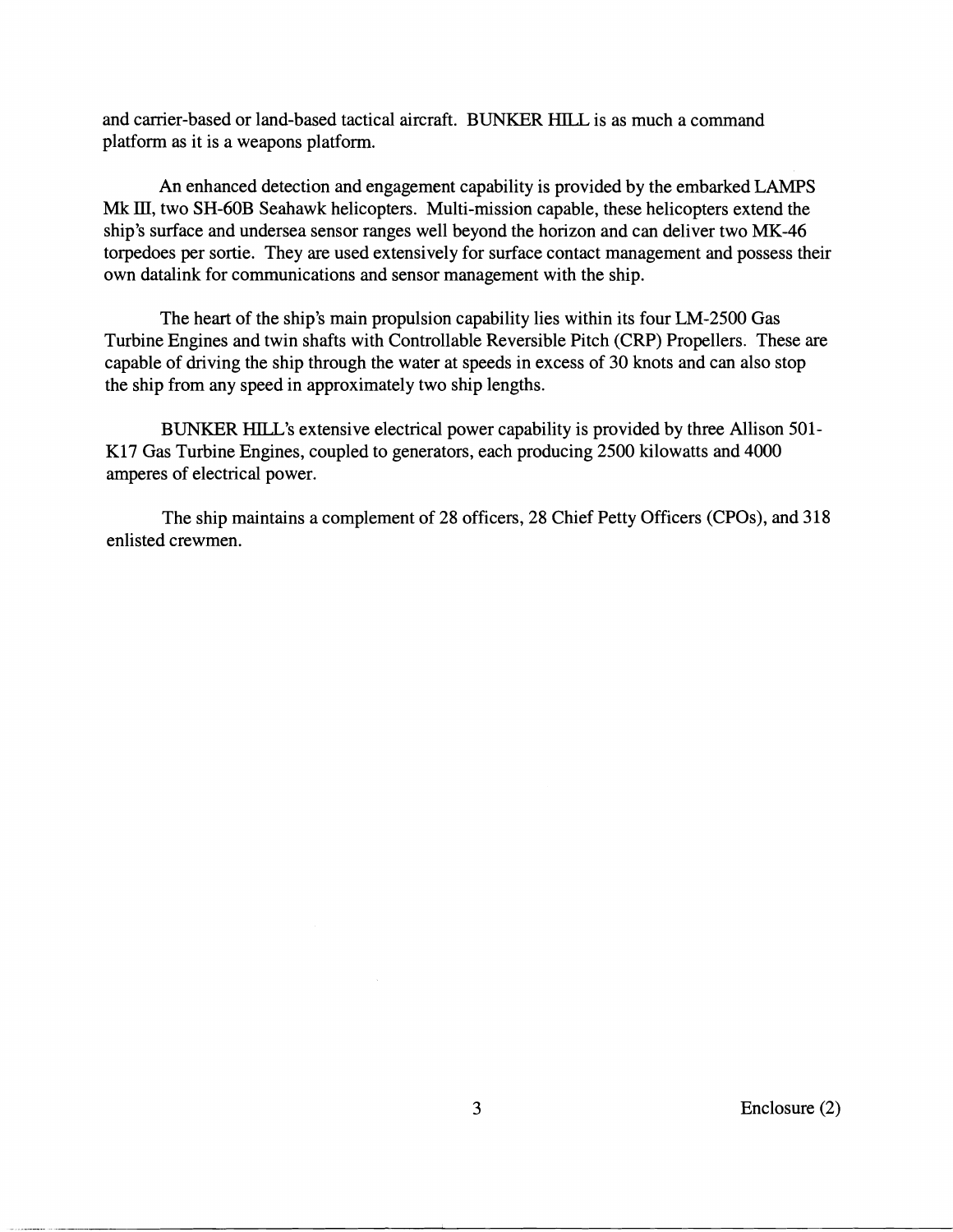and carrier-based or land-based tactical aircraft. BUNKER HILL is as much a command platform as it is a weapons platform.

An enhanced detection and engagement capability is provided by the embarked LAMPS Mk III, two SH-60B Seahawk helicopters. Multi-mission capable, these helicopters extend the ship's surface and undersea sensor ranges well beyond the horizon and can deliver two MK-46 torpedoes per sortie. They are used extensively for surface contact management and possess their own datalink for communications and sensor management with the ship.

The heart of the ship's main propulsion capability lies within its four LM-2500 Gas Turbine Engines and twin shafts with Controllable Reversible Pitch (CRP) Propellers. These are capable of driving the ship through the water at speeds in excess of 30 knots and can also stop the ship from any speed in approximately two ship lengths.

BUNKER HILL's extensive electrical power capability is provided by three Allison 501-K17 Gas Turbine Engines, coupled to generators, each producing 2500 kilowatts and 4000 amperes of electrical power.

The ship maintains a complement of 28 officers, 28 Chief Petty Officers (CPOs), and 318 enlisted crewmen.

Enclosure (2)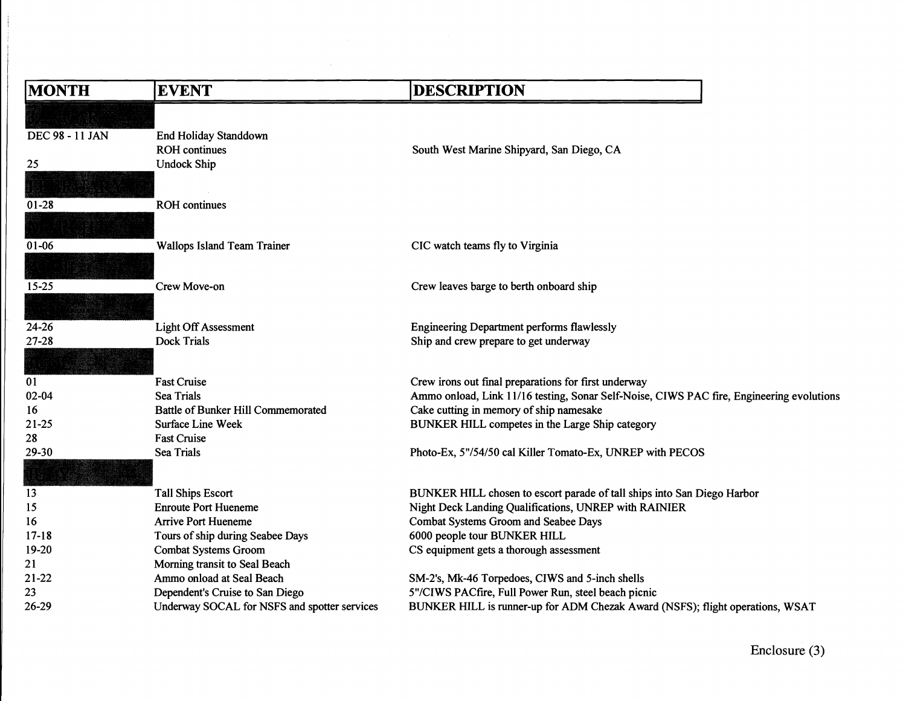| MONTH | EVENT | DESCRIPTION |
|---|---|---|
| JANUARY | | |
| DEC 98 - 11 JAN | End Holiday Standdown | |
| | ROH continues | South West Marine Shipyard, San Diego, CA |
| 25 | Undock Ship | |
| FEBRUARY | | |
| 01-28 | ROH continues | |
| MARCH | | |
| 01-06 | Wallops Island Team Trainer | CIC watch teams fly to Virginia |
| APRIL | | |
| 15-25 | Crew Move-on | Crew leaves barge to berth onboard ship |
| MAY | | |
| 24-26 | Light Off Assessment | Engineering Department performs flawlessly |
| 27-28 | Dock Trials | Ship and crew prepare to get underway |
| JUNE | | |
| 01 | Fast Cruise | Crew irons out final preparations for first underway |
| 02-04 | Sea Trials | Ammo onload, Link 11/16 testing, Sonar Self-Noise, CIWS PAC fire, Engineering evolutions |
| 16 | Battle of Bunker Hill Commemorated | Cake cutting in memory of ship namesake |
| 21-25 | Surface Line Week | BUNKER HILL competes in the Large Ship category |
| 28 | Fast Cruise | |
| 29-30 | Sea Trials | Photo-Ex, 5"/54/50 cal Killer Tomato-Ex, UNREP with PECOS |
| JULY | | |
| 13 | Tall Ships Escort | BUNKER HILL chosen to escort parade of tall ships into San Diego Harbor |
| 15 | Enroute Port Hueneme | Night Deck Landing Qualifications, UNREP with RAINIER |
| 16 | Arrive Port Hueneme | Combat Systems Groom and Seabee Days |
| 17-18 | Tours of ship during Seabee Days | 6000 people tour BUNKER HILL |
| 19-20 | Combat Systems Groom | CS equipment gets a thorough assessment |
| 21 | Morning transit to Seal Beach | |
| 21-22 | Ammo onload at Seal Beach | SM-2's, Mk-46 Torpedoes, CIWS and 5-inch shells |
| 23 | Dependent's Cruise to San Diego | 5"/CIWS PACfire, Full Power Run, steel beach picnic |
| 26-29 | Underway SOCAL for NSFS and spotter services | BUNKER HILL is runner-up for ADM Chezak Award (NSFS); flight operations, WSAT |

Enclosure (3)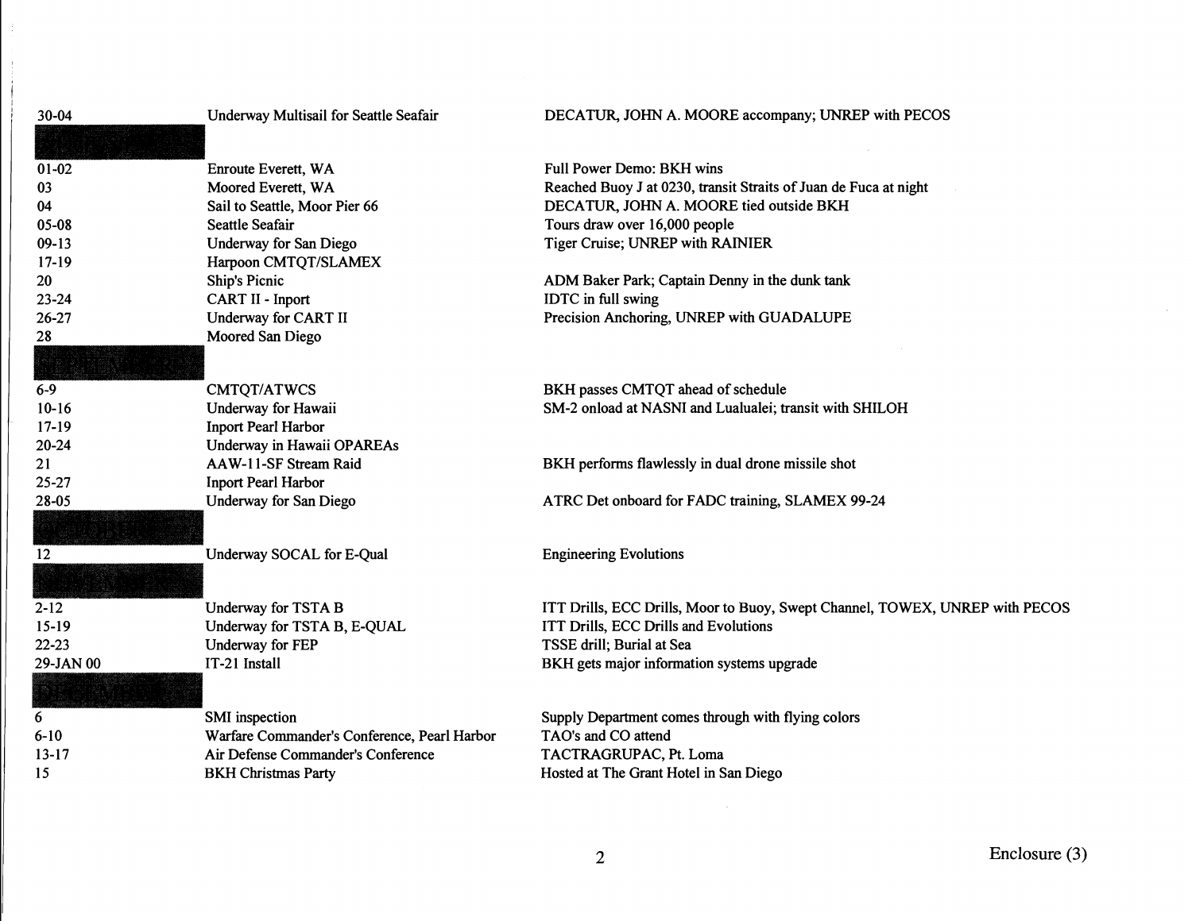| | | |
|---|---|---|
| 30-04 | Underway Multisail for Seattle Seafair | DECATUR, JOHN A. MOORE accompany; UNREP with PECOS |
| **AUGUST** | | |
| 01-02 | Enroute Everett, WA | Full Power Demo: BKH wins |
| 03 | Moored Everett, WA | Reached Buoy J at 0230, transit Straits of Juan de Fuca at night |
| 04 | Sail to Seattle, Moor Pier 66 | DECATUR, JOHN A. MOORE tied outside BKH |
| 05-08 | Seattle Seafair | Tours draw over 16,000 people |
| 09-13 | Underway for San Diego | Tiger Cruise; UNREP with RAINIER |
| 17-19 | Harpoon CMTQT/SLAMEX | |
| 20 | Ship's Picnic | ADM Baker Park; Captain Denny in the dunk tank |
| 23-24 | CART II - Inport | IDTC in full swing |
| 26-27 | Underway for CART II | Precision Anchoring, UNREP with GUADALUPE |
| 28 | Moored San Diego | |
| **SEPTEMBER** | | |
| 6-9 | CMTQT/ATWCS | BKH passes CMTQT ahead of schedule |
| 10-16 | Underway for Hawaii | SM-2 onload at NASNI and Lualualei; transit with SHILOH |
| 17-19 | Inport Pearl Harbor | |
| 20-24 | Underway in Hawaii OPAREAs | |
| 21 | AAW-11-SF Stream Raid | BKH performs flawlessly in dual drone missile shot |
| 25-27 | Inport Pearl Harbor | |
| 28-05 | Underway for San Diego | ATRC Det onboard for FADC training, SLAMEX 99-24 |
| **OCTOBER** | | |
| 12 | Underway SOCAL for E-Qual | Engineering Evolutions |
| **NOVEMBER** | | |
| 2-12 | Underway for TSTA B | ITT Drills, ECC Drills, Moor to Buoy, Swept Channel, TOWEX, UNREP with PECOS |
| 15-19 | Underway for TSTA B, E-QUAL | ITT Drills, ECC Drills and Evolutions |
| 22-23 | Underway for FEP | TSSE drill; Burial at Sea |
| 29-JAN 00 | IT-21 Install | BKH gets major information systems upgrade |
| **DECEMBER** | | |
| 6 | SMI inspection | Supply Department comes through with flying colors |
| 6-10 | Warfare Commander's Conference, Pearl Harbor | TAO's and CO attend |
| 13-17 | Air Defense Commander's Conference | TACTRAGRUPAC, Pt. Loma |
| 15 | BKH Christmas Party | Hosted at The Grant Hotel in San Diego |

Enclosure (3)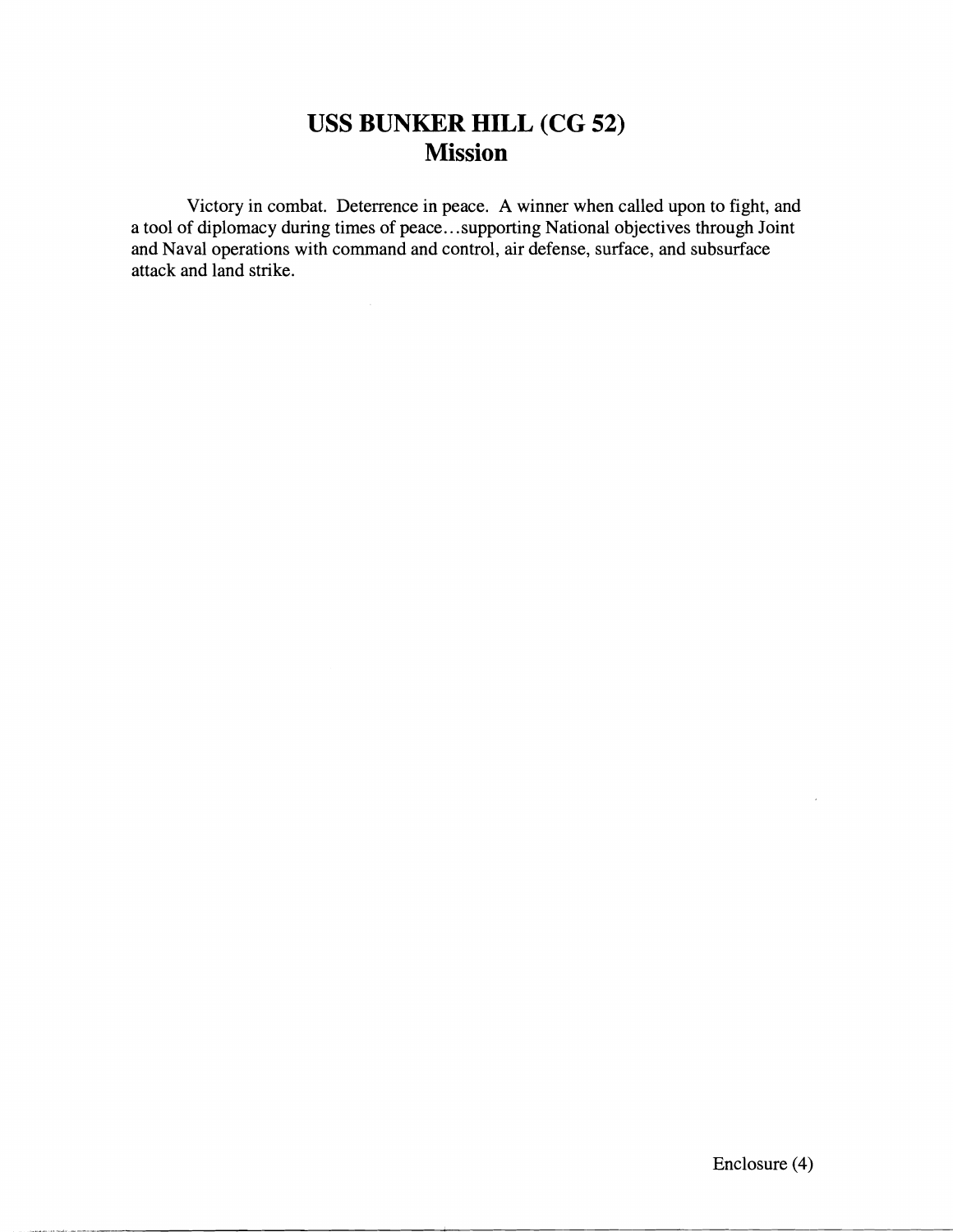# USS BUNKER HILL (CG 52)
# Mission

Victory in combat. Deterrence in peace. A winner when called upon to fight, and a tool of diplomacy during times of peace...supporting National objectives through Joint and Naval operations with command and control, air defense, surface, and subsurface attack and land strike.

Enclosure (4)